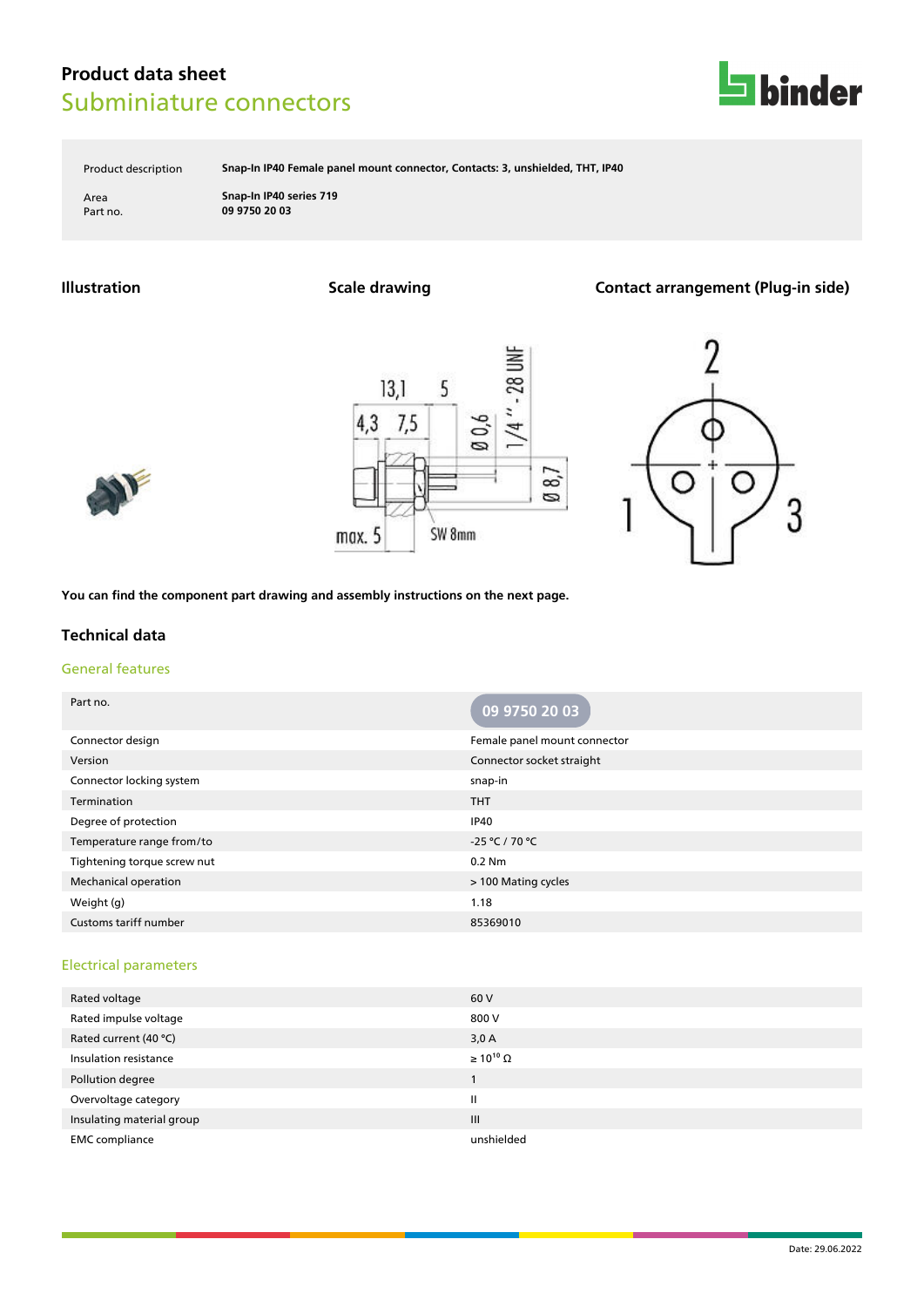# Product data sheet
## Subminiature connectors

| | |
|---|---|
| Product description | **Snap-In IP40 Female panel mount connector, Contacts: 3, unshielded, THT, IP40** |
| Area | **Snap-In IP40 series 719** |
| Part no. | **09 9750 20 03** |

### Illustration

### Scale drawing

### Contact arrangement (Plug-in side)

**You can find the component part drawing and assembly instructions on the next page.**

## Technical data

### General features

| Part no. | 09 9750 20 03 |
|---|---|
| Connector design | Female panel mount connector |
| Version | Connector socket straight |
| Connector locking system | snap-in |
| Termination | THT |
| Degree of protection | IP40 |
| Temperature range from/to | -25 °C / 70 °C |
| Tightening torque screw nut | 0.2 Nm |
| Mechanical operation | > 100 Mating cycles |
| Weight (g) | 1.18 |
| Customs tariff number | 85369010 |

### Electrical parameters

| | |
|---|---|
| Rated voltage | 60 V |
| Rated impulse voltage | 800 V |
| Rated current (40 °C) | 3,0 A |
| Insulation resistance | ≥ $10^{10}$ Ω |
| Pollution degree | 1 |
| Overvoltage category | II |
| Insulating material group | III |
| EMC compliance | unshielded |

Date: 29.06.2022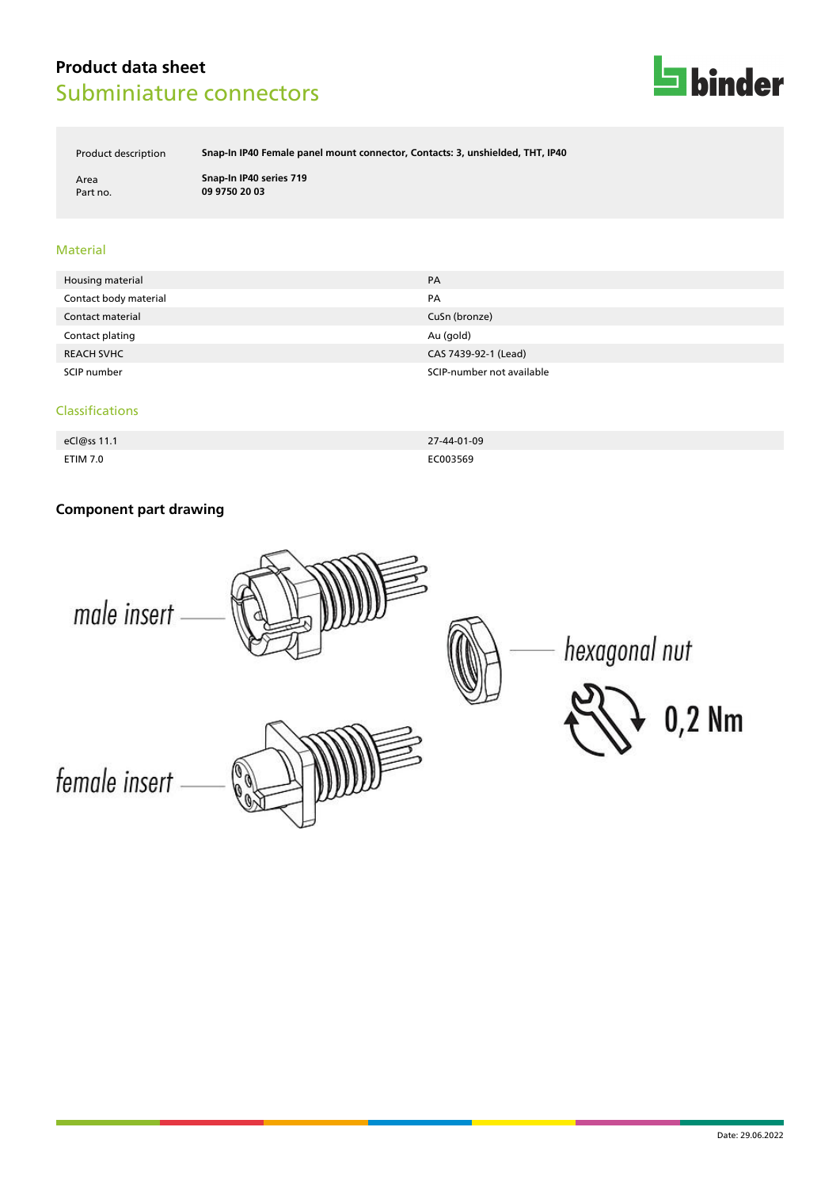# Product data sheet

## Subminiature connectors

| Product description | Snap-In IP40 Female panel mount connector, Contacts: 3, unshielded, THT, IP40 |
|---|---|
| Area | Snap-In IP40 series 719 |
| Part no. | 09 9750 20 03 |

### Material

| Housing material | PA |
|---|---|
| Contact body material | PA |
| Contact material | CuSn (bronze) |
| Contact plating | Au (gold) |
| REACH SVHC | CAS 7439-92-1 (Lead) |
| SCIP number | SCIP-number not available |

### Classifications

| eCl@ss 11.1 | 27-44-01-09 |
|---|---|
| ETIM 7.0 | EC003569 |

### Component part drawing

male insert

hexagonal nut

0,2 Nm

female insert

Date: 29.06.2022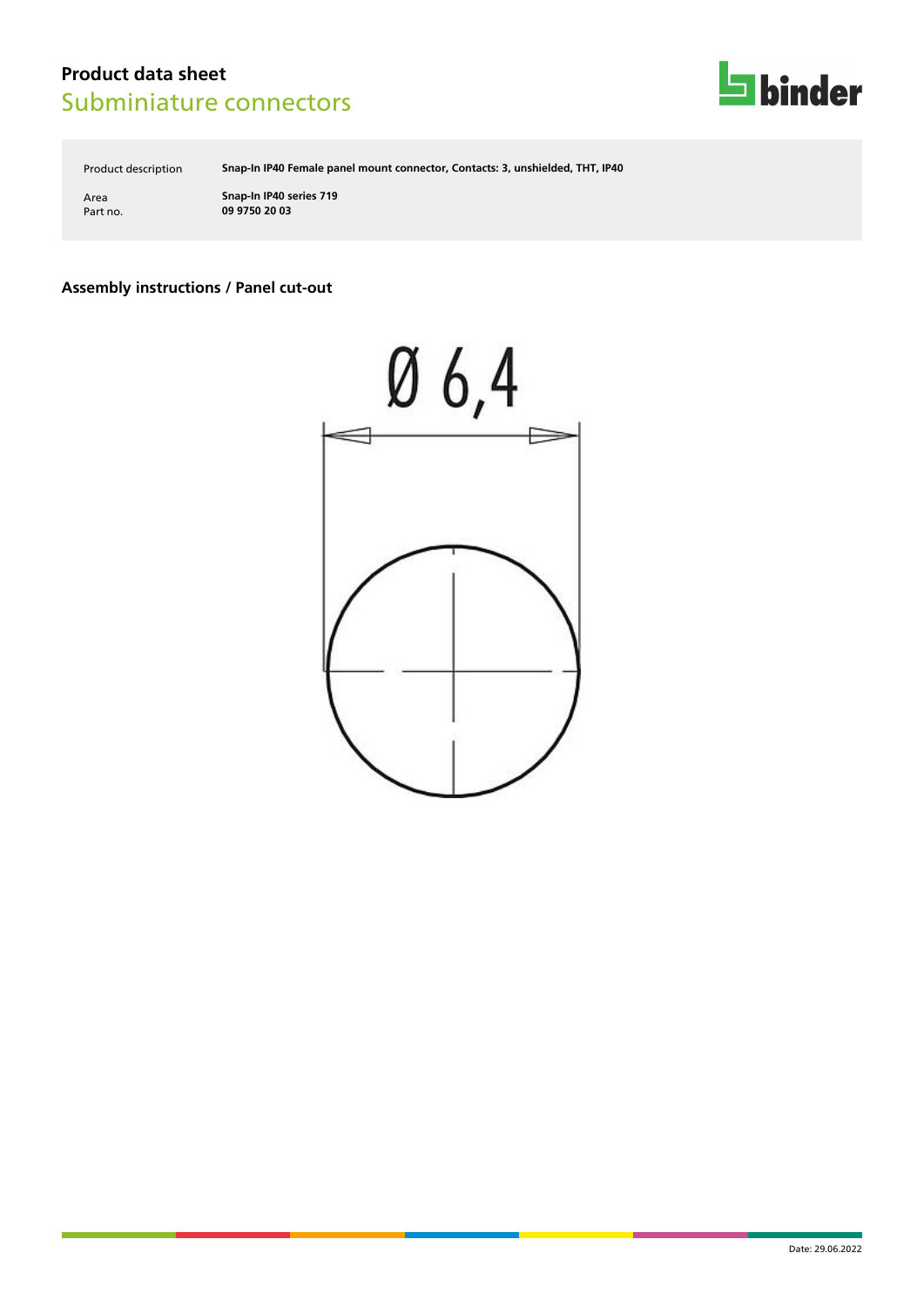# Product data sheet
## Subminiature connectors

| | |
|---|---|
| Product description | **Snap-In IP40 Female panel mount connector, Contacts: 3, unshielded, THT, IP40** |
| Area | **Snap-In IP40 series 719** |
| Part no. | **09 9750 20 03** |

### Assembly instructions / Panel cut-out

Ø 6,4

Date: 29.06.2022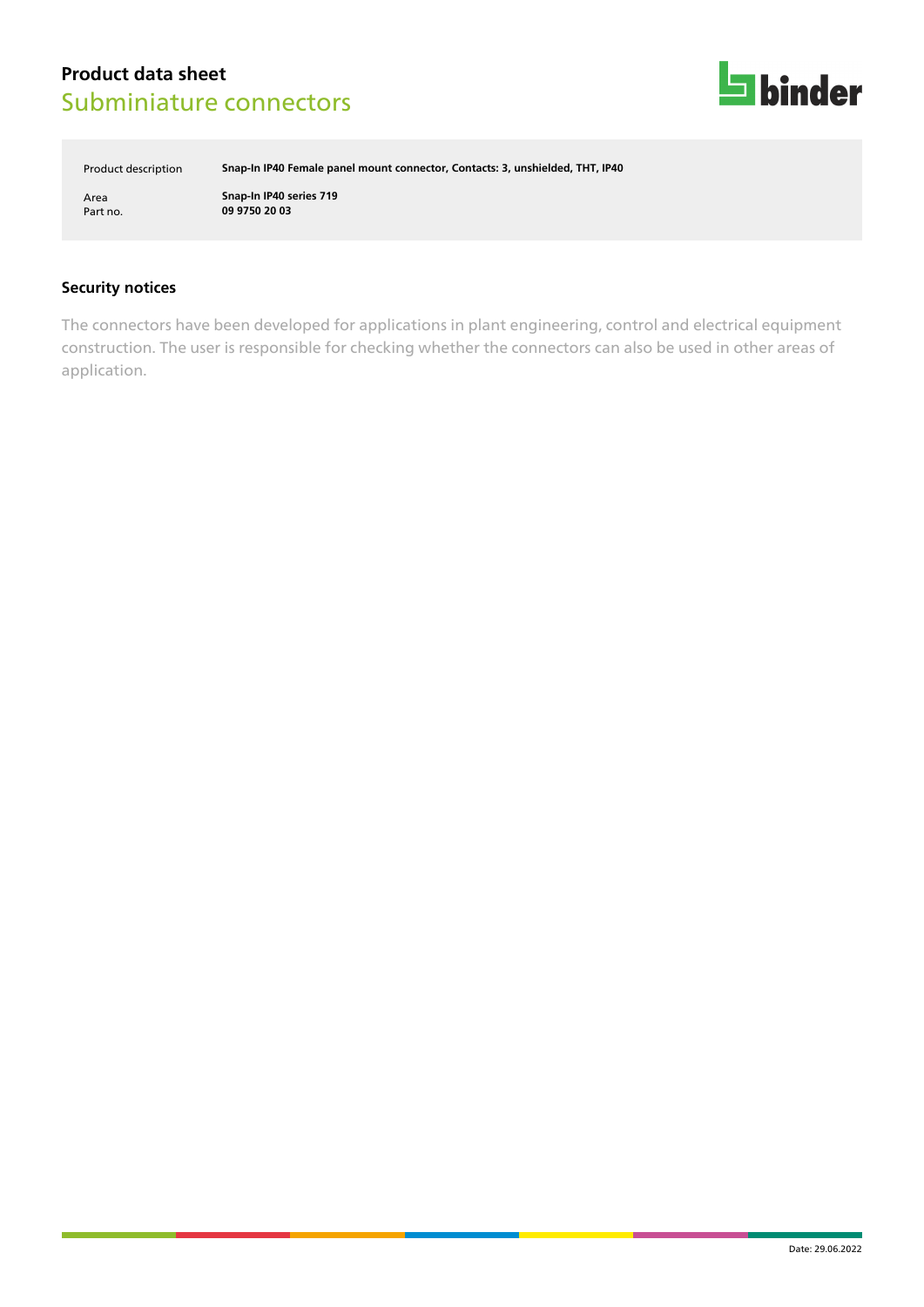# Product data sheet
## Subminiature connectors

| | |
|---|---|
| Product description | **Snap-In IP40 Female panel mount connector, Contacts: 3, unshielded, THT, IP40** |
| Area | **Snap-In IP40 series 719** |
| Part no. | **09 9750 20 03** |

### Security notices

The connectors have been developed for applications in plant engineering, control and electrical equipment construction. The user is responsible for checking whether the connectors can also be used in other areas of application.

Date: 29.06.2022